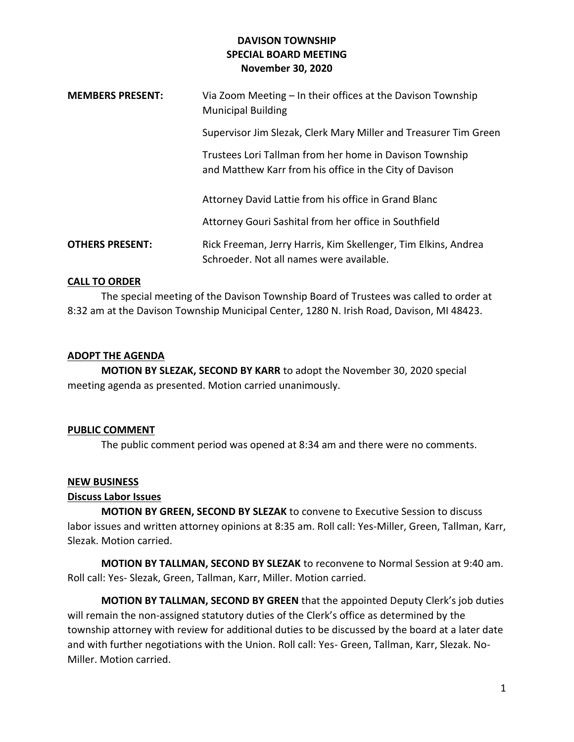# DAVISON TOWNSHIP
## SPECIAL BOARD MEETING
### November 30, 2020

**MEMBERS PRESENT:** Via Zoom Meeting – In their offices at the Davison Township Municipal Building

Supervisor Jim Slezak, Clerk Mary Miller and Treasurer Tim Green

Trustees Lori Tallman from her home in Davison Township and Matthew Karr from his office in the City of Davison

Attorney David Lattie from his office in Grand Blanc

Attorney Gouri Sashital from her office in Southfield

**OTHERS PRESENT:** Rick Freeman, Jerry Harris, Kim Skellenger, Tim Elkins, Andrea Schroeder. Not all names were available.

**CALL TO ORDER**

The special meeting of the Davison Township Board of Trustees was called to order at 8:32 am at the Davison Township Municipal Center, 1280 N. Irish Road, Davison, MI 48423.

**ADOPT THE AGENDA**

**MOTION BY SLEZAK, SECOND BY KARR** to adopt the November 30, 2020 special meeting agenda as presented. Motion carried unanimously.

**PUBLIC COMMENT**

The public comment period was opened at 8:34 am and there were no comments.

**NEW BUSINESS**

**Discuss Labor Issues**

**MOTION BY GREEN, SECOND BY SLEZAK** to convene to Executive Session to discuss labor issues and written attorney opinions at 8:35 am. Roll call: Yes-Miller, Green, Tallman, Karr, Slezak. Motion carried.

**MOTION BY TALLMAN, SECOND BY SLEZAK** to reconvene to Normal Session at 9:40 am. Roll call: Yes- Slezak, Green, Tallman, Karr, Miller. Motion carried.

**MOTION BY TALLMAN, SECOND BY GREEN** that the appointed Deputy Clerk's job duties will remain the non-assigned statutory duties of the Clerk's office as determined by the township attorney with review for additional duties to be discussed by the board at a later date and with further negotiations with the Union. Roll call: Yes- Green, Tallman, Karr, Slezak. No- Miller. Motion carried.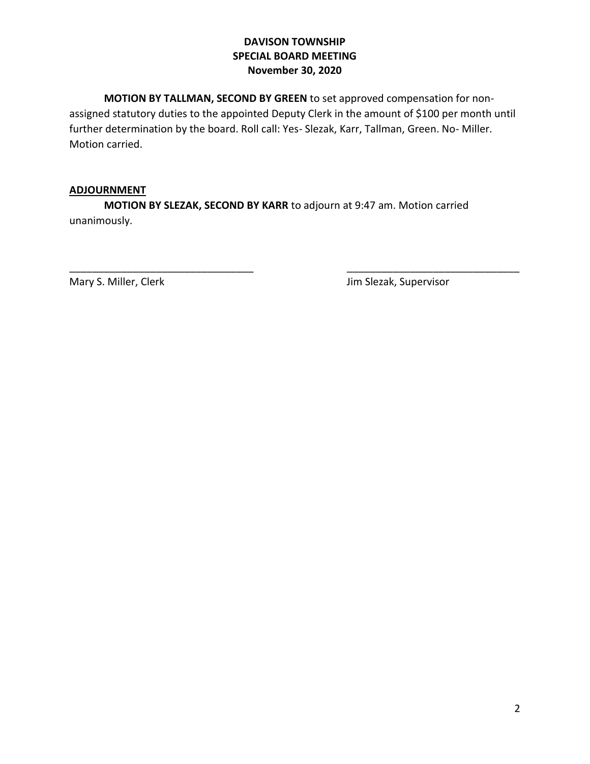**DAVISON TOWNSHIP**
**SPECIAL BOARD MEETING**
**November 30, 2020**

**MOTION BY TALLMAN, SECOND BY GREEN** to set approved compensation for non-assigned statutory duties to the appointed Deputy Clerk in the amount of $100 per month until further determination by the board. Roll call: Yes- Slezak, Karr, Tallman, Green. No- Miller. Motion carried.

**ADJOURNMENT**

**MOTION BY SLEZAK, SECOND BY KARR** to adjourn at 9:47 am. Motion carried unanimously.

_________________________________ Mary S. Miller, Clerk

_______________________________ Jim Slezak, Supervisor